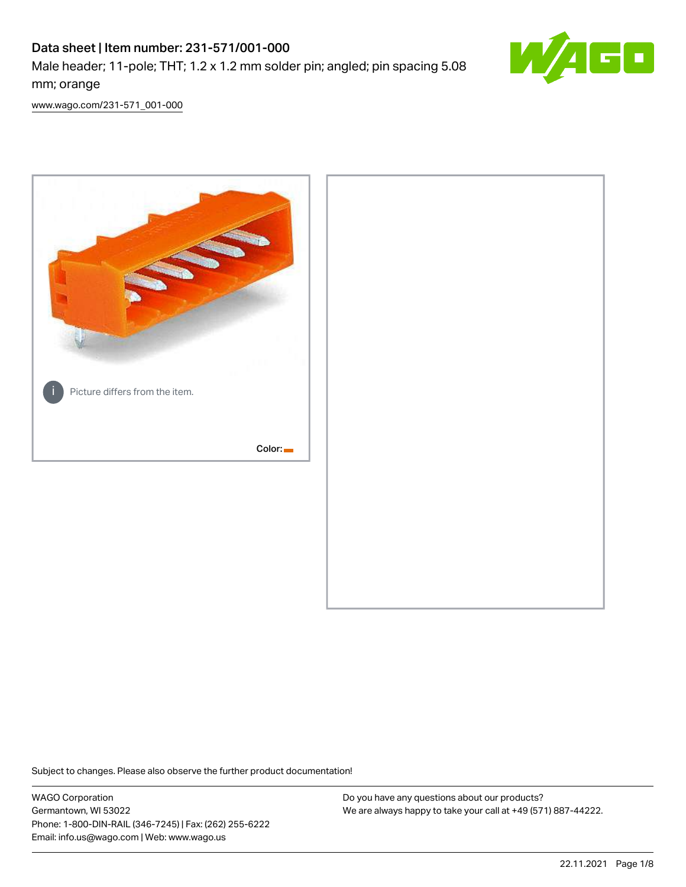# Data sheet | Item number: 231-571/001-000

Male header; 11-pole; THT; 1.2 x 1.2 mm solder pin; angled; pin spacing 5.08 mm; orange

www.wago.com/231-571_001-000

Picture differs from the item.

Color:

Subject to changes. Please also observe the further product documentation!

WAGO Corporation
Germantown, WI 53022
Phone: 1-800-DIN-RAIL (346-7245) | Fax: (262) 255-6222
Email: info.us@wago.com | Web: www.wago.us

Do you have any questions about our products?
We are always happy to take your call at +49 (571) 887-44222.

22.11.2021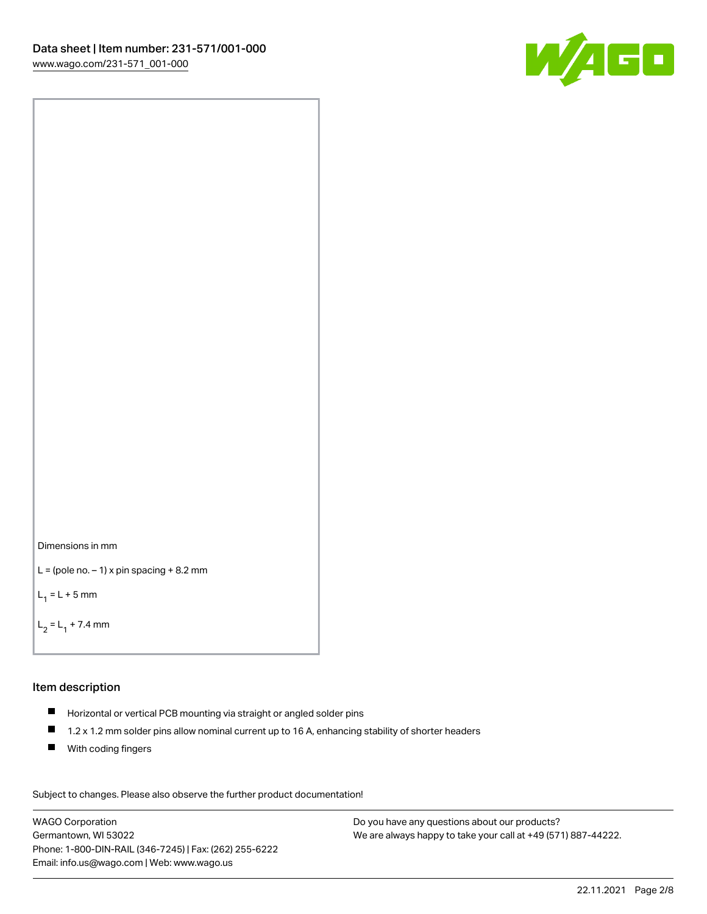Dimensions in mm

L = (pole no. − 1) x pin spacing + 8.2 mm

$L_1$ = L + 5 mm

$L_2$ = $L_1$ + 7.4 mm

## Item description

- Horizontal or vertical PCB mounting via straight or angled solder pins
- 1.2 x 1.2 mm solder pins allow nominal current up to 16 A, enhancing stability of shorter headers
- With coding fingers

Subject to changes. Please also observe the further product documentation!

WAGO Corporation
Germantown, WI 53022
Phone: 1-800-DIN-RAIL (346-7245) | Fax: (262) 255-6222
Email: info.us@wago.com | Web: www.wago.us

Do you have any questions about our products?
We are always happy to take your call at +49 (571) 887-44222.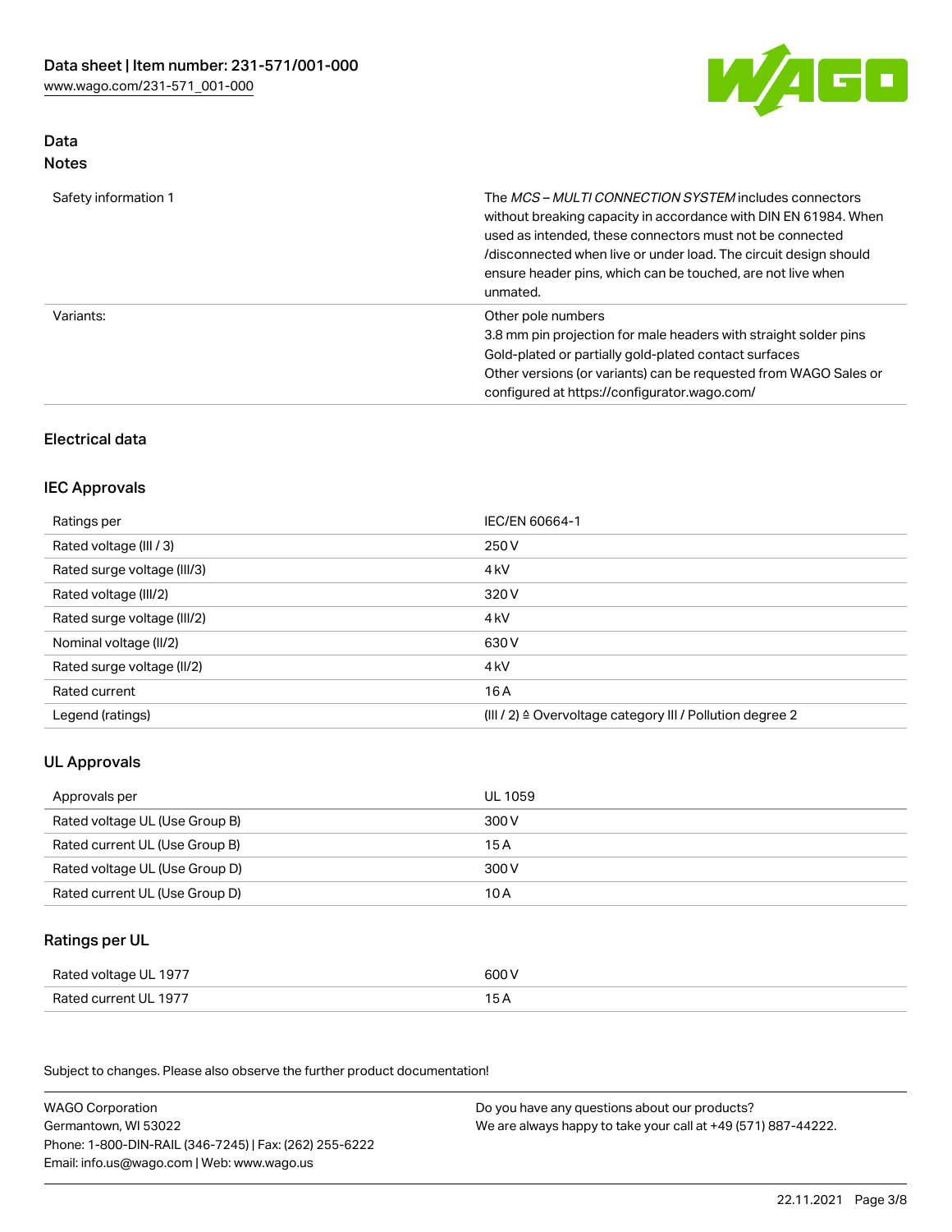## Data
### Notes

| | |
|---|---|
| Safety information 1 | The *MCS – MULTI CONNECTION SYSTEM* includes connectors without breaking capacity in accordance with DIN EN 61984. When used as intended, these connectors must not be connected /disconnected when live or under load. The circuit design should ensure header pins, which can be touched, are not live when unmated. |
| Variants: | Other pole numbers<br>3.8 mm pin projection for male headers with straight solder pins<br>Gold-plated or partially gold-plated contact surfaces<br>Other versions (or variants) can be requested from WAGO Sales or configured at https://configurator.wago.com/ |

## Electrical data

### IEC Approvals

| | |
|---|---|
| Ratings per | IEC/EN 60664-1 |
| Rated voltage (III / 3) | 250 V |
| Rated surge voltage (III/3) | 4 kV |
| Rated voltage (III/2) | 320 V |
| Rated surge voltage (III/2) | 4 kV |
| Nominal voltage (II/2) | 630 V |
| Rated surge voltage (II/2) | 4 kV |
| Rated current | 16 A |
| Legend (ratings) | (III / 2) ≙ Overvoltage category III / Pollution degree 2 |

### UL Approvals

| | |
|---|---|
| Approvals per | UL 1059 |
| Rated voltage UL (Use Group B) | 300 V |
| Rated current UL (Use Group B) | 15 A |
| Rated voltage UL (Use Group D) | 300 V |
| Rated current UL (Use Group D) | 10 A |

### Ratings per UL

| | |
|---|---|
| Rated voltage UL 1977 | 600 V |
| Rated current UL 1977 | 15 A |

Subject to changes. Please also observe the further product documentation!

WAGO Corporation
Germantown, WI 53022
Phone: 1-800-DIN-RAIL (346-7245) | Fax: (262) 255-6222
Email: info.us@wago.com | Web: www.wago.us

Do you have any questions about our products?
We are always happy to take your call at +49 (571) 887-44222.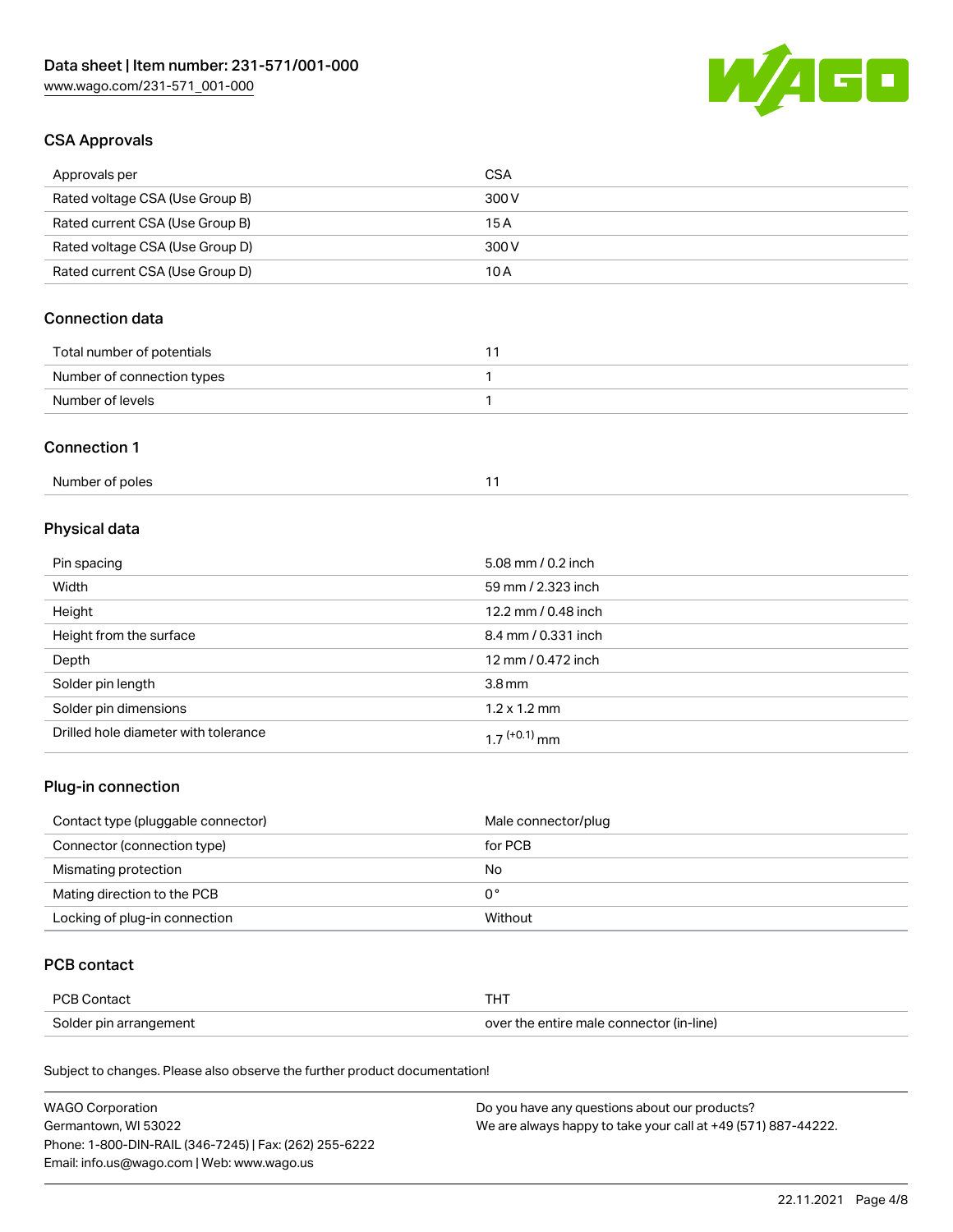## CSA Approvals

| | |
|---|---|
| Approvals per | CSA |
| Rated voltage CSA (Use Group B) | 300 V |
| Rated current CSA (Use Group B) | 15 A |
| Rated voltage CSA (Use Group D) | 300 V |
| Rated current CSA (Use Group D) | 10 A |

## Connection data

| | |
|---|---|
| Total number of potentials | 11 |
| Number of connection types | 1 |
| Number of levels | 1 |

## Connection 1

| | |
|---|---|
| Number of poles | 11 |

## Physical data

| | |
|---|---|
| Pin spacing | 5.08 mm / 0.2 inch |
| Width | 59 mm / 2.323 inch |
| Height | 12.2 mm / 0.48 inch |
| Height from the surface | 8.4 mm / 0.331 inch |
| Depth | 12 mm / 0.472 inch |
| Solder pin length | 3.8 mm |
| Solder pin dimensions | 1.2 x 1.2 mm |
| Drilled hole diameter with tolerance | $1.7^{(+0.1)}$ mm |

## Plug-in connection

| | |
|---|---|
| Contact type (pluggable connector) | Male connector/plug |
| Connector (connection type) | for PCB |
| Mismating protection | No |
| Mating direction to the PCB | 0 ° |
| Locking of plug-in connection | Without |

## PCB contact

| | |
|---|---|
| PCB Contact | THT |
| Solder pin arrangement | over the entire male connector (in-line) |

Subject to changes. Please also observe the further product documentation!

WAGO Corporation
Germantown, WI 53022
Phone: 1-800-DIN-RAIL (346-7245) | Fax: (262) 255-6222
Email: info.us@wago.com | Web: www.wago.us

Do you have any questions about our products?
We are always happy to take your call at +49 (571) 887-44222.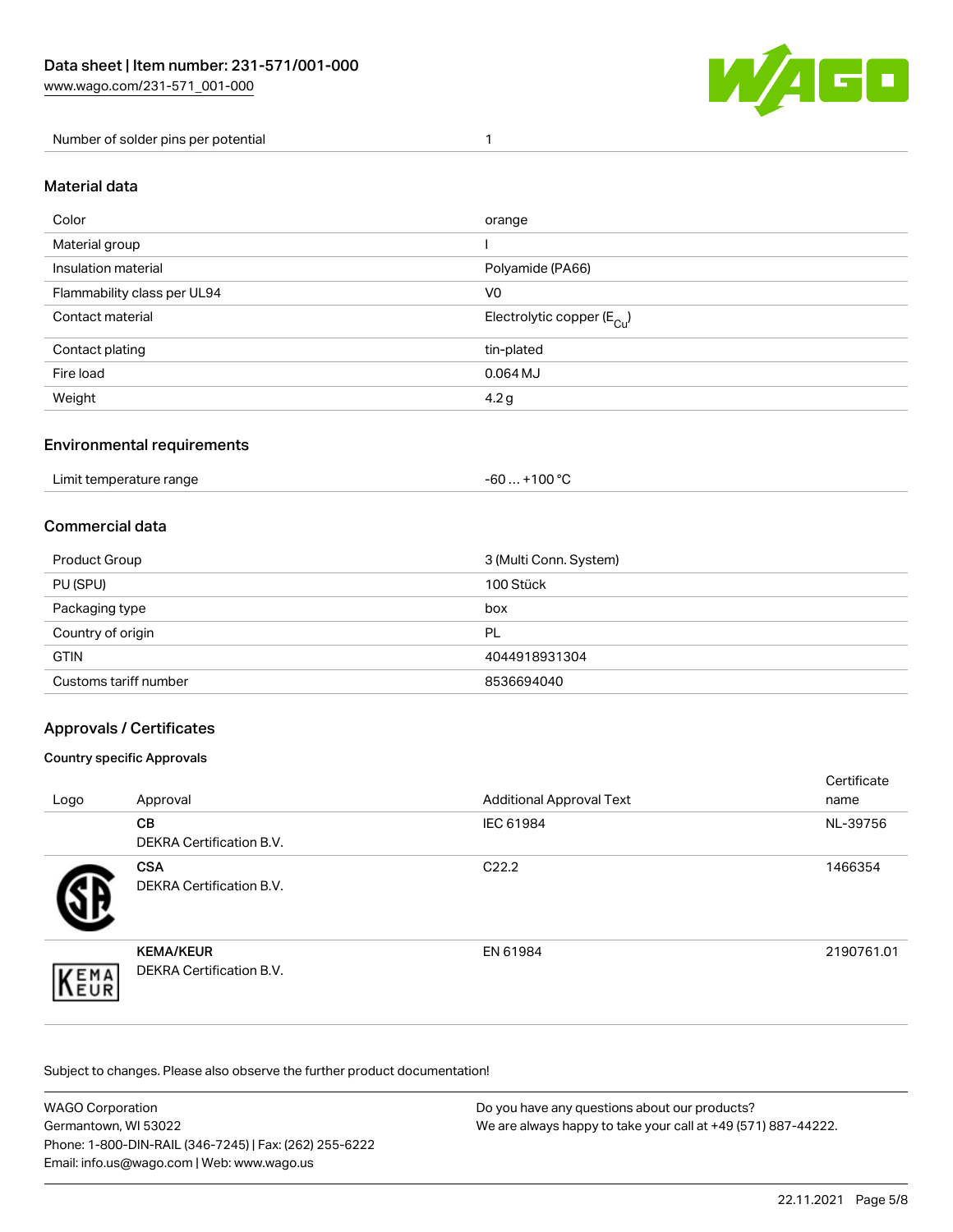| | |
|---|---|
| Number of solder pins per potential | 1 |

## Material data

| | |
|---|---|
| Color | orange |
| Material group | I |
| Insulation material | Polyamide (PA66) |
| Flammability class per UL94 | V0 |
| Contact material | Electrolytic copper ($E_{Cu}$) |
| Contact plating | tin-plated |
| Fire load | 0.064 MJ |
| Weight | 4.2 g |

## Environmental requirements

| | |
|---|---|
| Limit temperature range | -60 … +100 °C |

## Commercial data

| | |
|---|---|
| Product Group | 3 (Multi Conn. System) |
| PU (SPU) | 100 Stück |
| Packaging type | box |
| Country of origin | PL |
| GTIN | 4044918931304 |
| Customs tariff number | 8536694040 |

## Approvals / Certificates

### Country specific Approvals

| Logo | Approval | Additional Approval Text | Certificate name |
|---|---|---|---|
| | **CB** DEKRA Certification B.V. | IEC 61984 | NL-39756 |
| | **CSA** DEKRA Certification B.V. | C22.2 | 1466354 |
| | **KEMA/KEUR** DEKRA Certification B.V. | EN 61984 | 2190761.01 |

Subject to changes. Please also observe the further product documentation!

WAGO Corporation
Germantown, WI 53022
Phone: 1-800-DIN-RAIL (346-7245) | Fax: (262) 255-6222
Email: info.us@wago.com | Web: www.wago.us

Do you have any questions about our products?
We are always happy to take your call at +49 (571) 887-44222.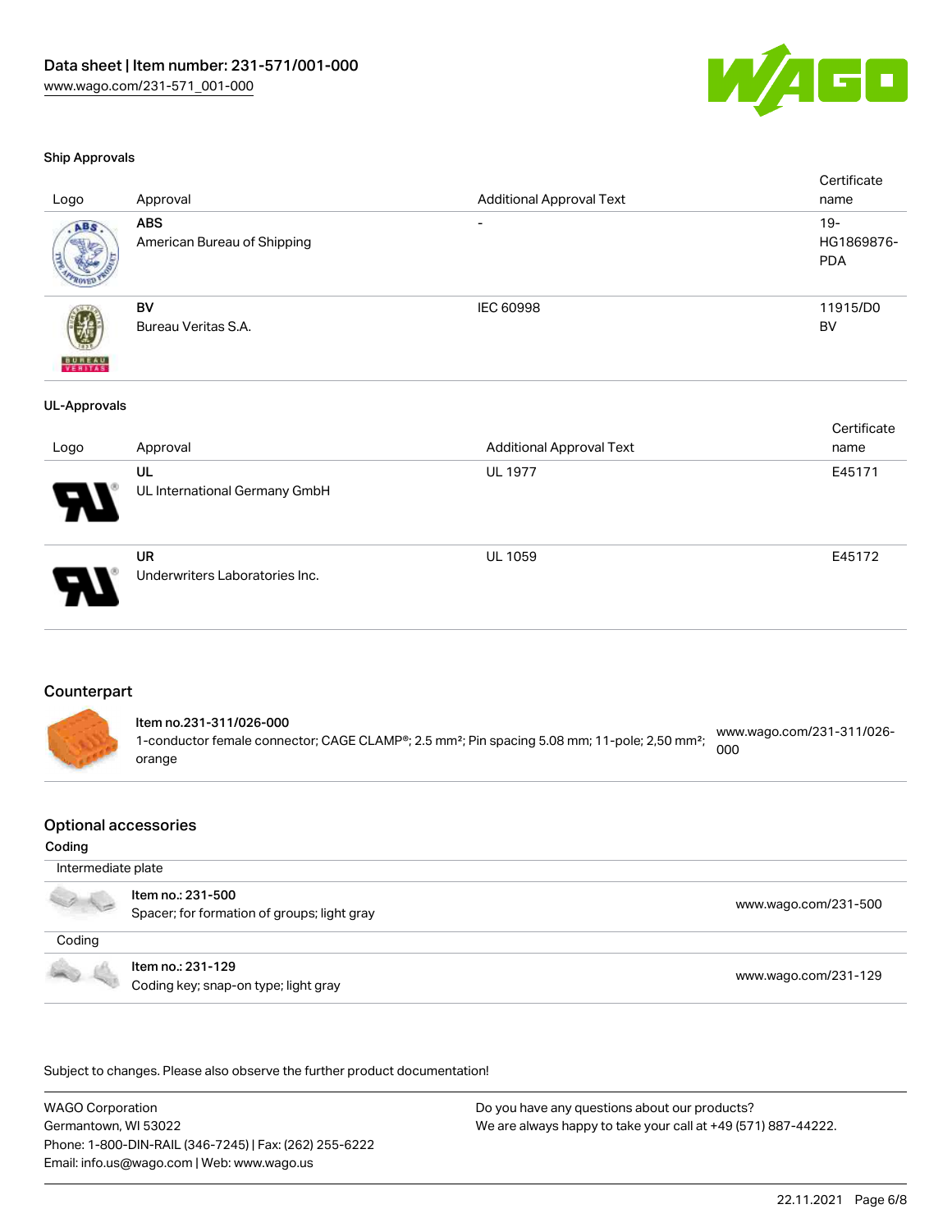### Ship Approvals

| Logo | Approval | Additional Approval Text | Certificate name |
| --- | --- | --- | --- |
| | **ABS** American Bureau of Shipping | - | 19-HG1869876-PDA |
| | **BV** Bureau Veritas S.A. | IEC 60998 | 11915/D0 BV |

### UL-Approvals

| Logo | Approval | Additional Approval Text | Certificate name |
| --- | --- | --- | --- |
| | **UL** UL International Germany GmbH | UL 1977 | E45171 |
| | **UR** Underwriters Laboratories Inc. | UL 1059 | E45172 |

## Counterpart

**Item no.231-311/026-000**
1-conductor female connector; CAGE CLAMP®; 2.5 mm²; Pin spacing 5.08 mm; 11-pole; 2,50 mm²; orange
www.wago.com/231-311/026-000

## Optional accessories

### Coding

Intermediate plate

**Item no.: 231-500**
Spacer; for formation of groups; light gray
www.wago.com/231-500

Coding

**Item no.: 231-129**
Coding key; snap-on type; light gray
www.wago.com/231-129

Subject to changes. Please also observe the further product documentation!

WAGO Corporation
Germantown, WI 53022
Phone: 1-800-DIN-RAIL (346-7245) | Fax: (262) 255-6222
Email: info.us@wago.com | Web: www.wago.us

Do you have any questions about our products?
We are always happy to take your call at +49 (571) 887-44222.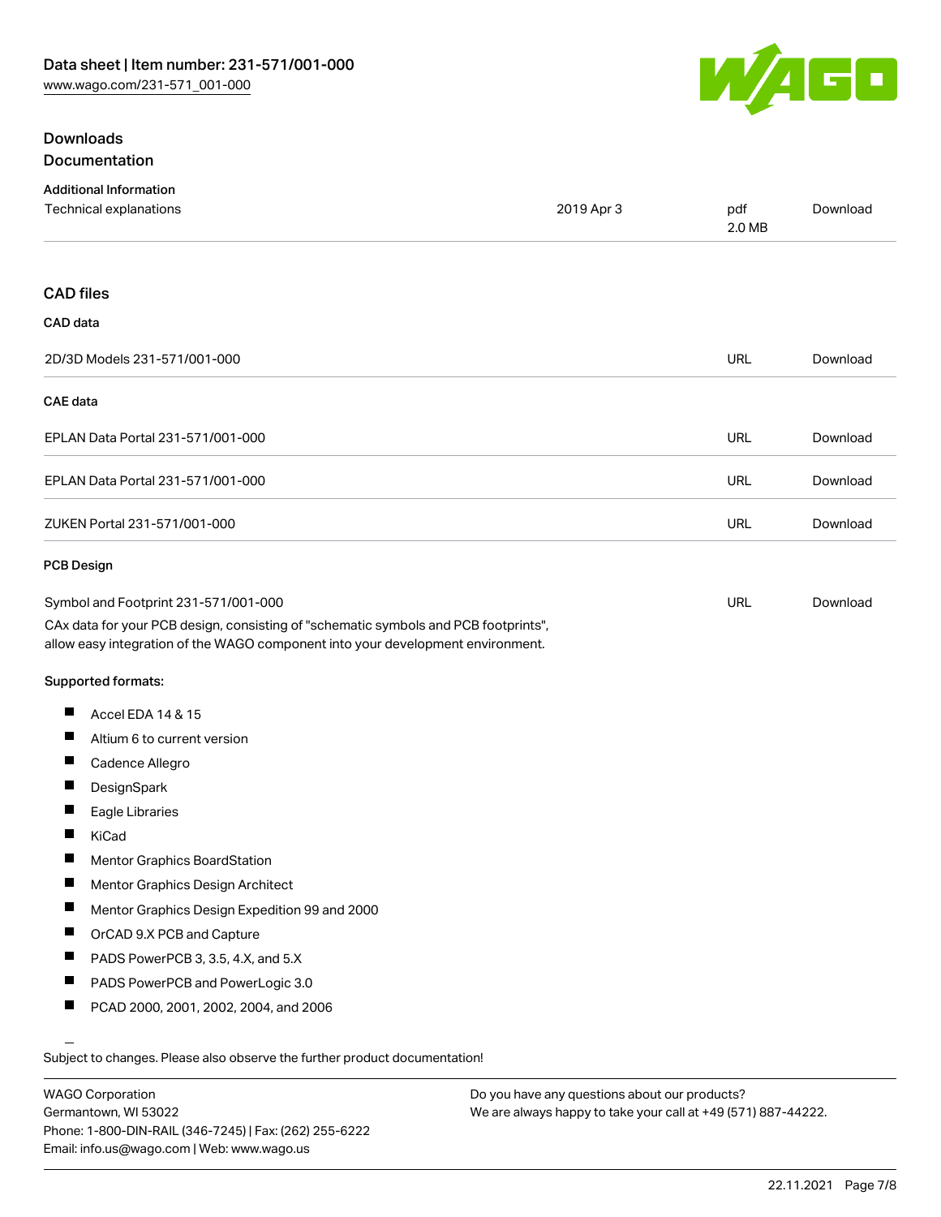## Downloads

### Documentation

**Additional Information**

| | | | |
|---|---|---|---|
| Technical explanations | 2019 Apr 3 | pdf 2.0 MB | Download |

### CAD files

**CAD data**

| | | |
|---|---|---|
| 2D/3D Models 231-571/001-000 | URL | Download |

**CAE data**

| | | |
|---|---|---|
| EPLAN Data Portal 231-571/001-000 | URL | Download |
| EPLAN Data Portal 231-571/001-000 | URL | Download |
| ZUKEN Portal 231-571/001-000 | URL | Download |

**PCB Design**

| | | |
|---|---|---|
| Symbol and Footprint 231-571/001-000 | URL | Download |

CAx data for your PCB design, consisting of "schematic symbols and PCB footprints", allow easy integration of the WAGO component into your development environment.

**Supported formats:**

- Accel EDA 14 & 15
- Altium 6 to current version
- Cadence Allegro
- DesignSpark
- Eagle Libraries
- KiCad
- Mentor Graphics BoardStation
- Mentor Graphics Design Architect
- Mentor Graphics Design Expedition 99 and 2000
- OrCAD 9.X PCB and Capture
- PADS PowerPCB 3, 3.5, 4.X, and 5.X
- PADS PowerPCB and PowerLogic 3.0
- PCAD 2000, 2001, 2002, 2004, and 2006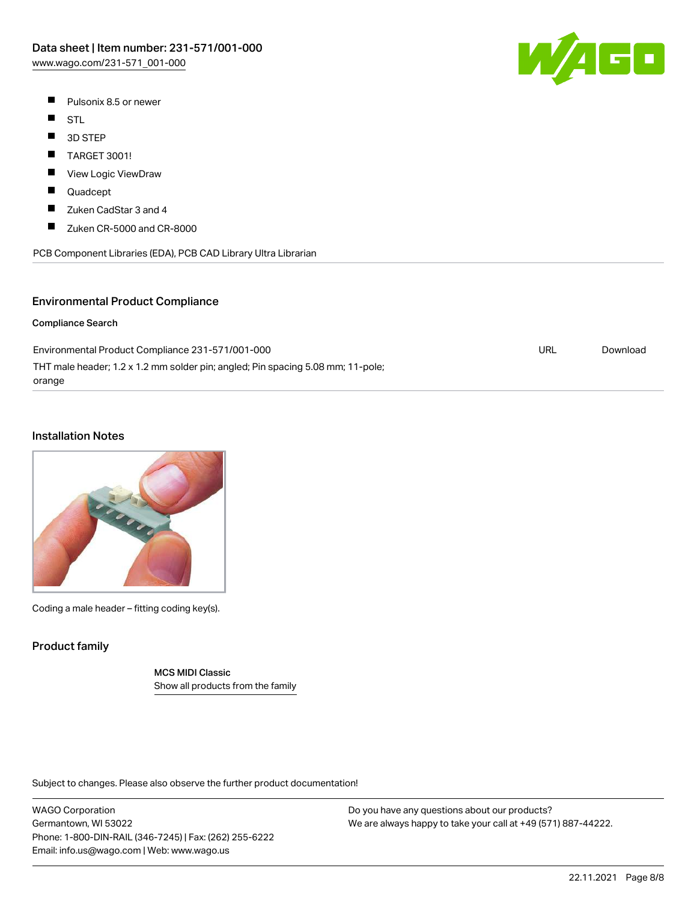- Pulsonix 8.5 or newer
- STL
- 3D STEP
- TARGET 3001!
- View Logic ViewDraw
- Quadcept
- Zuken CadStar 3 and 4
- Zuken CR-5000 and CR-8000

PCB Component Libraries (EDA), PCB CAD Library Ultra Librarian

## Environmental Product Compliance

**Compliance Search**

| | | |
|---|---|---|
| Environmental Product Compliance 231-571/001-000<br>THT male header; 1.2 x 1.2 mm solder pin; angled; Pin spacing 5.08 mm; 11-pole; orange | URL | Download |

## Installation Notes

Coding a male header – fitting coding key(s).

## Product family

MCS MIDI Classic
Show all products from the family

Subject to changes. Please also observe the further product documentation!

WAGO Corporation
Germantown, WI 53022
Phone: 1-800-DIN-RAIL (346-7245) | Fax: (262) 255-6222
Email: info.us@wago.com | Web: www.wago.us

Do you have any questions about our products?
We are always happy to take your call at +49 (571) 887-44222.